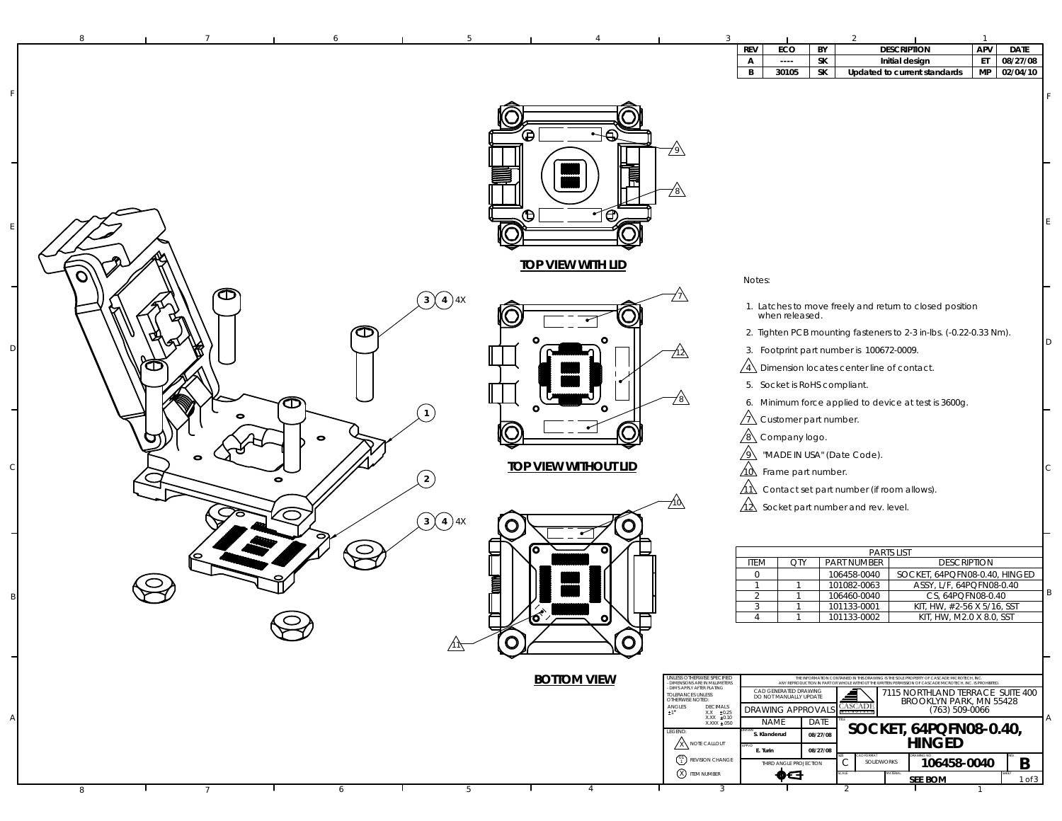| REV | ECO | BY | DESCRIPTION | APV | DATE |
|---|---|---|---|---|---|
| A | ---- | SK | Initial design | ET | 08/27/08 |
| B | 30105 | SK | Updated to current standards | MP | 02/04/10 |

**TOP VIEW WITH LID**

**TOP VIEW WITHOUT LID**

**BOTTOM VIEW**

3 4 4X

1

2

3 4 4X

Notes:

1. Latches to move freely and return to closed position when released.
2. Tighten PCB mounting fasteners to 2-3 in-lbs. (-0.22-0.33 Nm).
3. Footprint part number is 100672-0009.
4. Dimension locates center line of contact.
5. Socket is RoHS compliant.
6. Minimum force applied to device at test is 3600g.
7. Customer part number.
8. Company logo.
9. "MADE IN USA" (Date Code).
10. Frame part number.
11. Contact set part number (if room allows).
12. Socket part number and rev. level.

| PARTS LIST | | | |
|---|---|---|---|
| ITEM | QTY | PART NUMBER | DESCRIPTION |
| 0 | | 106458-0040 | SOCKET, 64PQFN08-0.40, HINGED |
| 1 | 1 | 101082-0063 | ASSY, L/F, 64PQFN08-0.40 |
| 2 | 1 | 106460-0040 | CS, 64PQFN08-0.40 |
| 3 | 1 | 101133-0001 | KIT, HW, #2-56 X 5/16, SST |
| 4 | 1 | 101133-0002 | KIT, HW, M2.0 X 8.0, SST |

UNLESS OTHERWISE SPECIFIED
- DIMENSIONS ARE IN MILLIMETERS
- DIM'S APPLY AFTER PLATING
TOLERANCES UNLESS OTHERWISE NOTED:
ANGLES ±1°
DECIMALS X.X ±0.25, X.XX ±0.10, X.XXX ±.050

LEGEND: X NOTE CALLOUT; REVISION CHANGE; X ITEM NUMBER

THE INFORMATION CONTAINED IN THIS DRAWING IS THE SOLE PROPERTY OF CASCADE MICROTECH, INC. ANY REPRODUCTION IN PART OR WHOLE WITHOUT THE WRITTEN PERMISSION OF CASCADE MICROTECH, INC. IS PROHIBITED.

CAD GENERATED DRAWING DO NOT MANUALLY UPDATE

CASCADE MICROTECH — 7115 NORTHLAND TERRACE SUITE 400, BROOKLYN PARK, MN 55428, (763) 509-0066

| DRAWING APPROVALS | NAME | DATE |
|---|---|---|
| DRAWN | S. Klanderud | 08/27/08 |
| APP'D | E. Turin | 08/27/08 |

THIRD ANGLE PROJECTION

TITLE: **SOCKET, 64PQFN08-0.40, HINGED**

SIZE: C | CAD FORMAT: SOLIDWORKS | DRAWING NO: **106458-0040** | REV: **B**

MATERIAL: SEE BOM | SHEET 1 of 3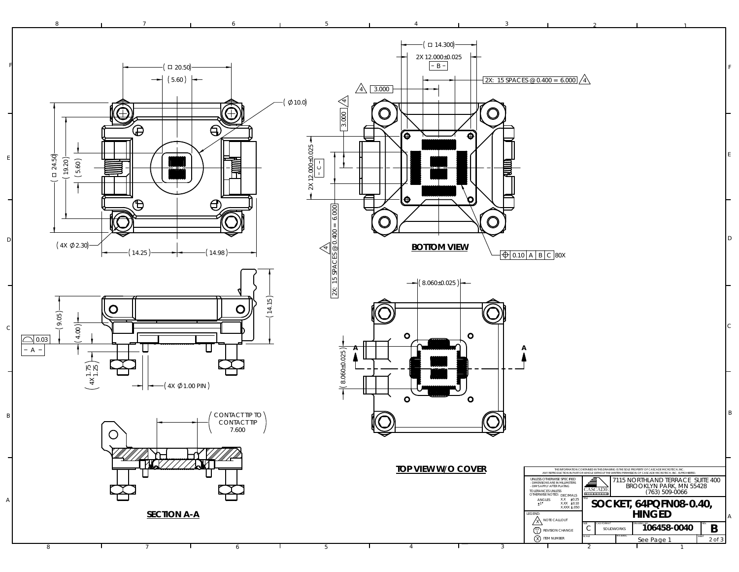( □ 20.50)

( 5.60 )

( Ø10.0)

( 24.50)

(19.20)

( 5.60)

( 4X Ø2.30)

( 14.25 )

( 14.98 )

( □ 14.300)

2X 12.000±0.025

– B –

2X: 15 SPACES @ 0.400 = 6.000 4

4 3.000

4 3.000

2X 12.000±0.025

– C –

4 2X: 15 SPACES @ 0.400 = 6.000

**BOTTOM VIEW**

⊕ 0.10 A B C 80X

( 9.05 )

( 4.00 )

( 14.15 )

⌓ 0.03

– A –

( 4X 1.75 1.25 )

( 4X Ø1.00 PIN )

( 8.060±0.025 )

( 8.060±0.025 )

A A

( CONTACT TIP TO CONTACT TIP 7.600 )

**SECTION A-A**

**TOP VIEW W/O COVER**

THE INFORMATION CONTAINED IN THIS DRAWING IS THE SOLE PROPERTY OF CASCADE MICROTECH, INC. ANY REPRODUCTION IN PART OR WHOLE WITHOUT THE WRITTEN PERMISSION OF CASCADE MICROTECH, INC. IS PROHIBITED.

UNLESS OTHERWISE SPECIFIED
- DIMENSIONS ARE IN MILLIMETERS
- DIM'S APPLY AFTER PLATING

TOLERANCES UNLESS OTHERWISE NOTED:

| ANGLES | DECIMALS | |
|---|---|---|
| ±1° | X.X | ±0.25 |
| | X.XX | ±0.10 |
| | X.XXX | ±.050 |

LEGEND:
- X NOTE CALLOUT
- REVISION CHANGE
- X ITEM NUMBER

CASCADE MICROTECH

7115 NORTHLAND TERRACE SUITE 400
BROOKLYN PARK, MN 55428
(763) 509-0066

**SOCKET, 64PQFN08-0.40, HINGED**

| SIZE | CAD FORMAT | DRAWING NO. | REV. |
|---|---|---|---|
| C | SOLIDWORKS | 106458-0040 | B |

SCALE: See Page 1 — SHEET 2 of 3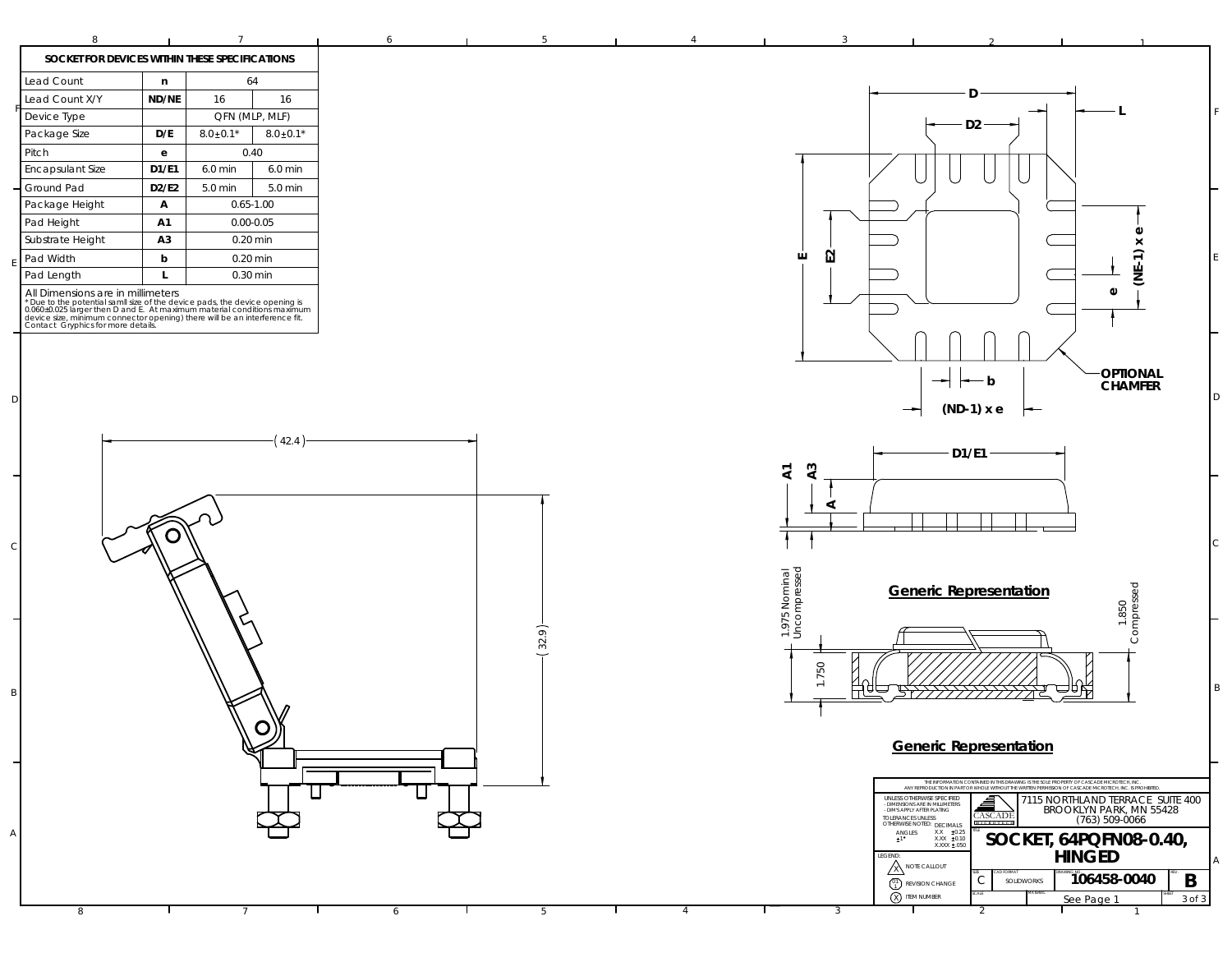| SOCKET FOR DEVICES WITHIN THESE SPECIFICATIONS | | | |
|---|---|---|---|
| Lead Count | n | 64 | |
| Lead Count X/Y | ND/NE | 16 | 16 |
| Device Type | | QFN (MLP, MLF) | |
| Package Size | D/E | 8.0±0.1* | 8.0±0.1* |
| Pitch | e | 0.40 | |
| Encapsulant Size | D1/E1 | 6.0 min | 6.0 min |
| Ground Pad | D2/E2 | 5.0 min | 5.0 min |
| Package Height | A | 0.65-1.00 | |
| Pad Height | A1 | 0.00-0.05 | |
| Substrate Height | A3 | 0.20 min | |
| Pad Width | b | 0.20 min | |
| Pad Length | L | 0.30 min | |

All Dimensions are in millimeters

* Due to the potential samll size of the device pads, the device opening is 0.060±0.025 larger then D and E. At maximum material conditions maximum device size, minimum connector opening) there will be an interference fit. Contact Gryphics for more details.

(42.4)

(32.9)

D

D2

L

E

E2

(NE-1) x e

e

b

(ND-1) x e

OPTIONAL CHAMFER

D1/E1

A1

A3

A

Generic Representation

1.975 Nominal Uncompressed

1.750

1.850 Compressed

Generic Representation

THE INFORMATION CONTAINED IN THIS DRAWING IS THE SOLE PROPERTY OF CASCADE MICROTECH, INC. ANY REPRODUCTION IN PART OR WHOLE WITHOUT THE WRITTEN PERMISSION OF CASCADE MICROTECH, INC. IS PROHIBITED.

UNLESS OTHERWISE SPECIFIED
- DIMENSIONS ARE IN MILLIMETERS
- DIM'S APPLY AFTER PLATING

TOLERANCES UNLESS OTHERWISE NOTED:
ANGLES ±1°
DECIMALS X.X ±0.25, X.XX ±0.10, X.XXX ±.050

LEGEND: NOTE CALLOUT, REVISION CHANGE, ITEM NUMBER

CASCADE MICROTECH

7115 NORTHLAND TERRACE SUITE 400
BROOKLYN PARK, MN 55428
(763) 509-0066

TITLE: **SOCKET, 64PQFN08-0.40, HINGED**

SIZE: C | CAD FORMAT: SOLIDWORKS | DRAWING NO.: 106458-0040 | REV.: B

MATERIAL: See Page 1 | SHEET: 3 of 3